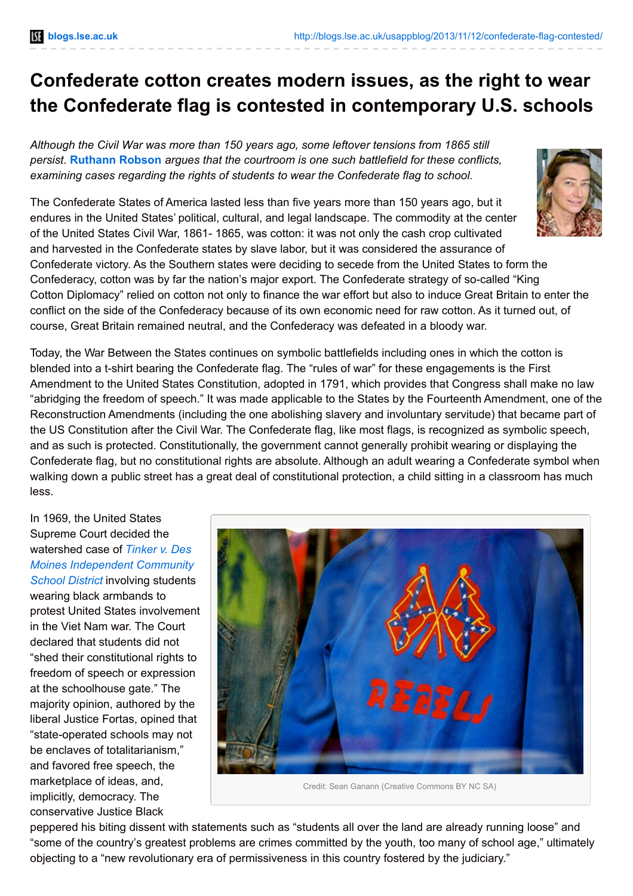# Confederate cotton creates modern issues, as the right to wear the Confederate flag is contested in contemporary U.S. schools

*Although the Civil War was more than 150 years ago, some leftover tensions from 1865 still persist.* **Ruthann Robson** *argues that the courtroom is one such battlefield for these conflicts, examining cases regarding the rights of students to wear the Confederate flag to school.*

The Confederate States of America lasted less than five years more than 150 years ago, but it endures in the United States' political, cultural, and legal landscape. The commodity at the center of the United States Civil War, 1861- 1865, was cotton: it was not only the cash crop cultivated and harvested in the Confederate states by slave labor, but it was considered the assurance of Confederate victory. As the Southern states were deciding to secede from the United States to form the Confederacy, cotton was by far the nation's major export. The Confederate strategy of so-called "King Cotton Diplomacy" relied on cotton not only to finance the war effort but also to induce Great Britain to enter the conflict on the side of the Confederacy because of its own economic need for raw cotton. As it turned out, of course, Great Britain remained neutral, and the Confederacy was defeated in a bloody war.

Today, the War Between the States continues on symbolic battlefields including ones in which the cotton is blended into a t-shirt bearing the Confederate flag. The "rules of war" for these engagements is the First Amendment to the United States Constitution, adopted in 1791, which provides that Congress shall make no law "abridging the freedom of speech." It was made applicable to the States by the Fourteenth Amendment, one of the Reconstruction Amendments (including the one abolishing slavery and involuntary servitude) that became part of the US Constitution after the Civil War. The Confederate flag, like most flags, is recognized as symbolic speech, and as such is protected. Constitutionally, the government cannot generally prohibit wearing or displaying the Confederate flag, but no constitutional rights are absolute. Although an adult wearing a Confederate symbol when walking down a public street has a great deal of constitutional protection, a child sitting in a classroom has much less.

Credit: Sean Ganann (Creative Commons BY NC SA)

In 1969, the United States Supreme Court decided the watershed case of *Tinker v. Des Moines Independent Community School District* involving students wearing black armbands to protest United States involvement in the Viet Nam war. The Court declared that students did not "shed their constitutional rights to freedom of speech or expression at the schoolhouse gate." The majority opinion, authored by the liberal Justice Fortas, opined that "state-operated schools may not be enclaves of totalitarianism," and favored free speech, the marketplace of ideas, and, implicitly, democracy. The conservative Justice Black peppered his biting dissent with statements such as "students all over the land are already running loose" and "some of the country's greatest problems are crimes committed by the youth, too many of school age," ultimately objecting to a "new revolutionary era of permissiveness in this country fostered by the judiciary."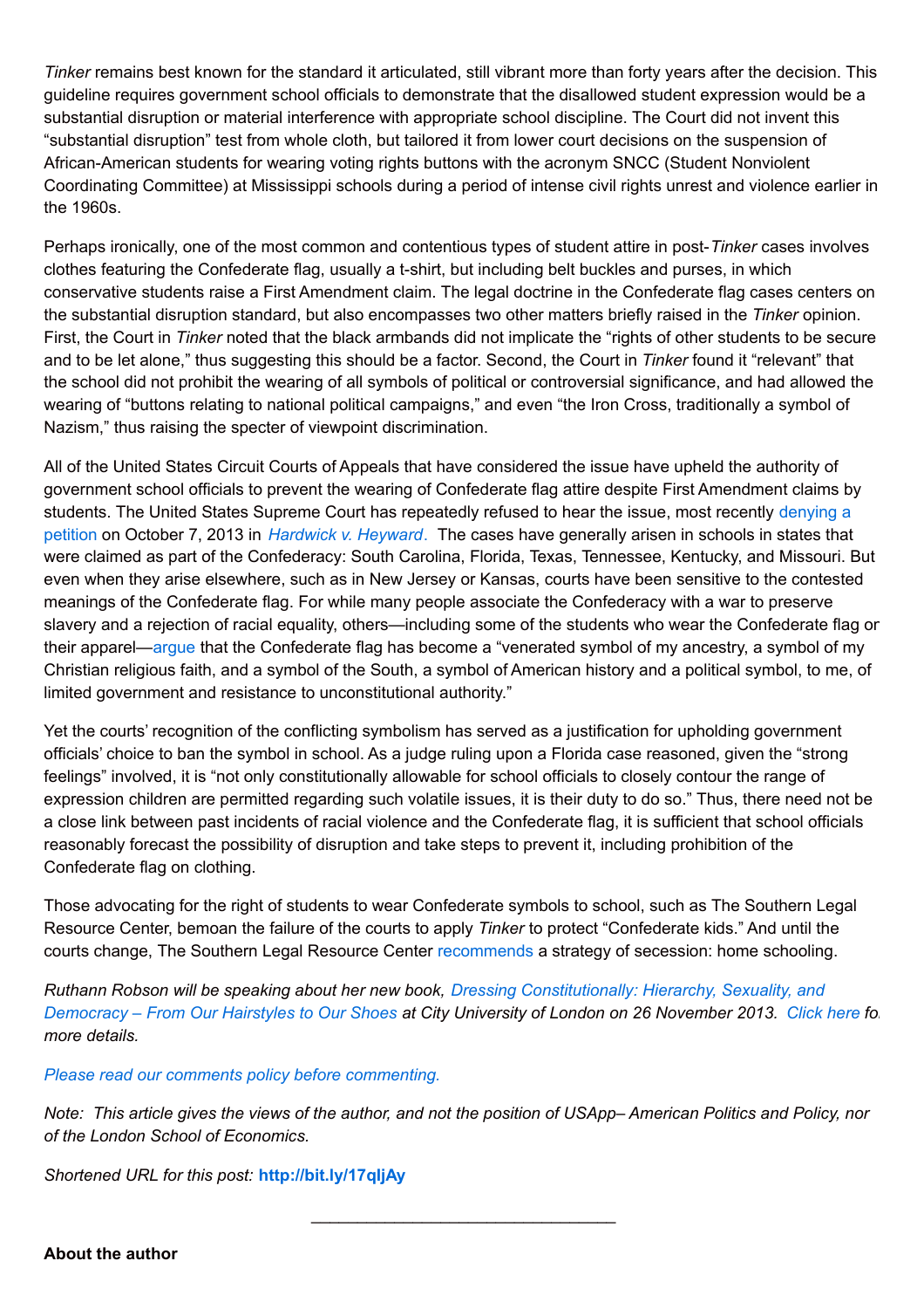*Tinker* remains best known for the standard it articulated, still vibrant more than forty years after the decision. This guideline requires government school officials to demonstrate that the disallowed student expression would be a substantial disruption or material interference with appropriate school discipline. The Court did not invent this "substantial disruption" test from whole cloth, but tailored it from lower court decisions on the suspension of African-American students for wearing voting rights buttons with the acronym SNCC (Student Nonviolent Coordinating Committee) at Mississippi schools during a period of intense civil rights unrest and violence earlier in the 1960s.

Perhaps ironically, one of the most common and contentious types of student attire in post-*Tinker* cases involves clothes featuring the Confederate flag, usually a t-shirt, but including belt buckles and purses, in which conservative students raise a First Amendment claim. The legal doctrine in the Confederate flag cases centers on the substantial disruption standard, but also encompasses two other matters briefly raised in the *Tinker* opinion. First, the Court in *Tinker* noted that the black armbands did not implicate the "rights of other students to be secure and to be let alone," thus suggesting this should be a factor. Second, the Court in *Tinker* found it "relevant" that the school did not prohibit the wearing of all symbols of political or controversial significance, and had allowed the wearing of "buttons relating to national political campaigns," and even "the Iron Cross, traditionally a symbol of Nazism," thus raising the specter of viewpoint discrimination.

All of the United States Circuit Courts of Appeals that have considered the issue have upheld the authority of government school officials to prevent the wearing of Confederate flag attire despite First Amendment claims by students. The United States Supreme Court has repeatedly refused to hear the issue, most recently denying a petition on October 7, 2013 in *Hardwick v. Heyward*. The cases have generally arisen in schools in states that were claimed as part of the Confederacy: South Carolina, Florida, Texas, Tennessee, Kentucky, and Missouri. But even when they arise elsewhere, such as in New Jersey or Kansas, courts have been sensitive to the contested meanings of the Confederate flag. For while many people associate the Confederacy with a war to preserve slavery and a rejection of racial equality, others—including some of the students who wear the Confederate flag on their apparel—argue that the Confederate flag has become a "venerated symbol of my ancestry, a symbol of my Christian religious faith, and a symbol of the South, a symbol of American history and a political symbol, to me, of limited government and resistance to unconstitutional authority."

Yet the courts' recognition of the conflicting symbolism has served as a justification for upholding government officials' choice to ban the symbol in school. As a judge ruling upon a Florida case reasoned, given the "strong feelings" involved, it is "not only constitutionally allowable for school officials to closely contour the range of expression children are permitted regarding such volatile issues, it is their duty to do so." Thus, there need not be a close link between past incidents of racial violence and the Confederate flag, it is sufficient that school officials reasonably forecast the possibility of disruption and take steps to prevent it, including prohibition of the Confederate flag on clothing.

Those advocating for the right of students to wear Confederate symbols to school, such as The Southern Legal Resource Center, bemoan the failure of the courts to apply *Tinker* to protect "Confederate kids." And until the courts change, The Southern Legal Resource Center recommends a strategy of secession: home schooling.

*Ruthann Robson will be speaking about her new book, Dressing Constitutionally: Hierarchy, Sexuality, and Democracy – From Our Hairstyles to Our Shoes at City University of London on 26 November 2013. Click here for more details.*

*Please read our comments policy before commenting.*

*Note: This article gives the views of the author, and not the position of USApp– American Politics and Policy, nor of the London School of Economics.*

*Shortened URL for this post:* **http://bit.ly/17qIjAy**

---

**About the author**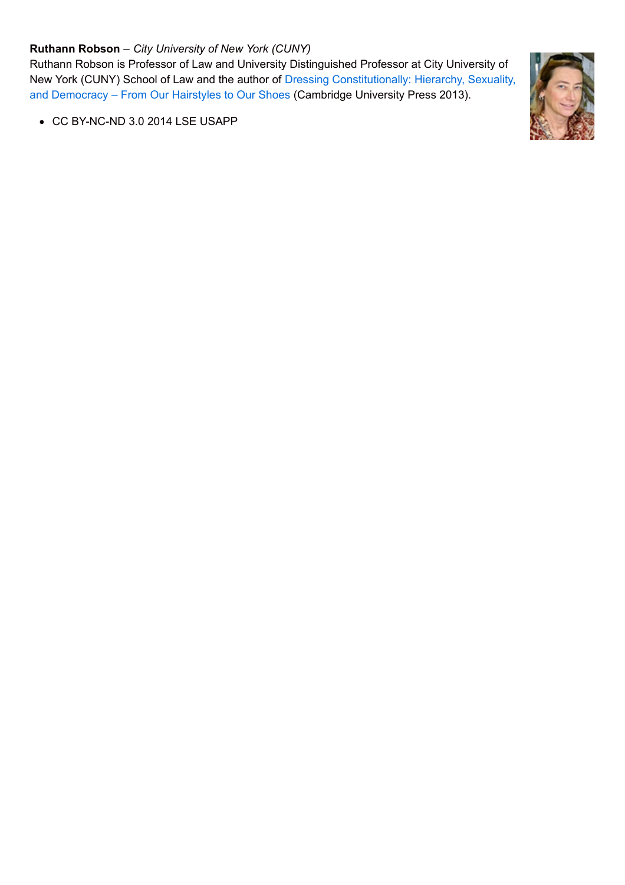**Ruthann Robson** – *City University of New York (CUNY)*
Ruthann Robson is Professor of Law and University Distinguished Professor at City University of New York (CUNY) School of Law and the author of Dressing Constitutionally: Hierarchy, Sexuality, and Democracy – From Our Hairstyles to Our Shoes (Cambridge University Press 2013).

- CC BY-NC-ND 3.0 2014 LSE USAPP